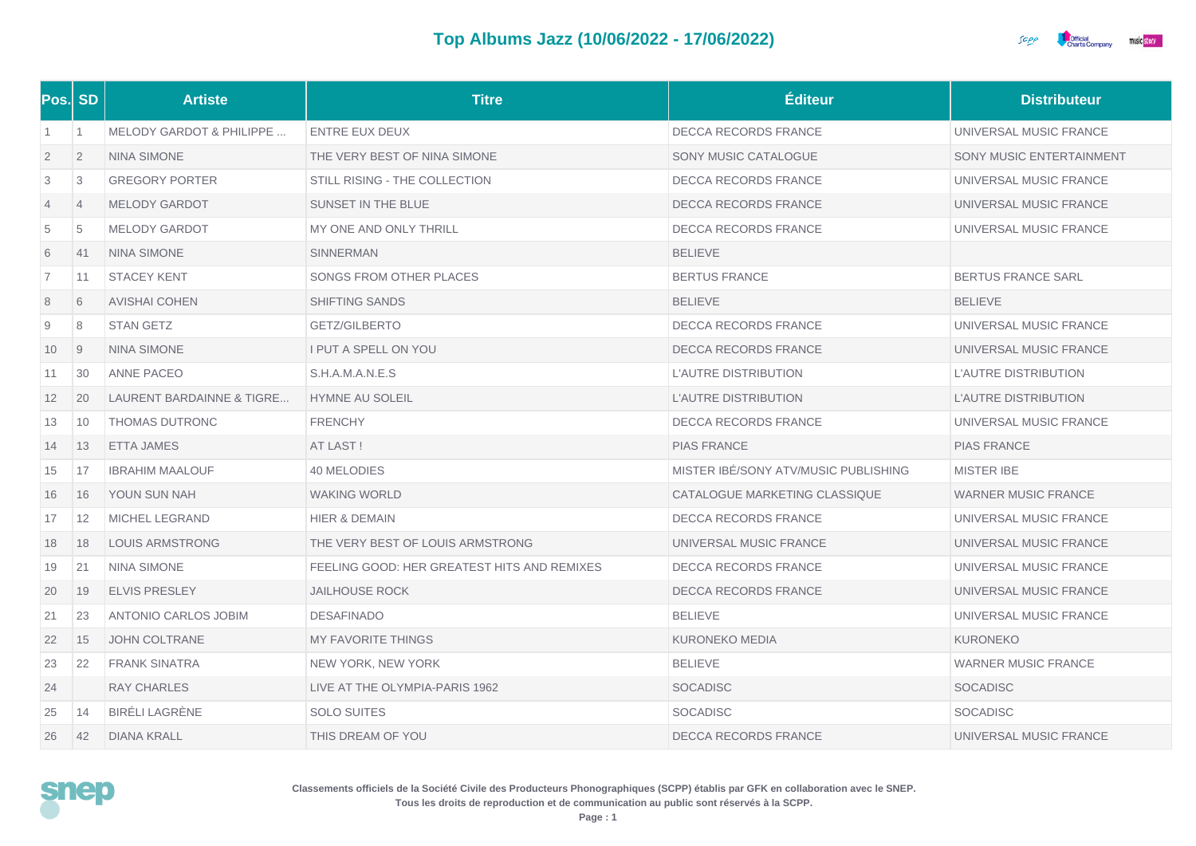# Top Albums Jazz (10/06/2022 - 17/06/2022)

| Pos. | SD | Artiste | Titre | Éditeur | Distributeur |
|---|---|---|---|---|---|
| 1 | 1 | MELODY GARDOT & PHILIPPE ... | ENTRE EUX DEUX | DECCA RECORDS FRANCE | UNIVERSAL MUSIC FRANCE |
| 2 | 2 | NINA SIMONE | THE VERY BEST OF NINA SIMONE | SONY MUSIC CATALOGUE | SONY MUSIC ENTERTAINMENT |
| 3 | 3 | GREGORY PORTER | STILL RISING - THE COLLECTION | DECCA RECORDS FRANCE | UNIVERSAL MUSIC FRANCE |
| 4 | 4 | MELODY GARDOT | SUNSET IN THE BLUE | DECCA RECORDS FRANCE | UNIVERSAL MUSIC FRANCE |
| 5 | 5 | MELODY GARDOT | MY ONE AND ONLY THRILL | DECCA RECORDS FRANCE | UNIVERSAL MUSIC FRANCE |
| 6 | 41 | NINA SIMONE | SINNERMAN | BELIEVE | |
| 7 | 11 | STACEY KENT | SONGS FROM OTHER PLACES | BERTUS FRANCE | BERTUS FRANCE SARL |
| 8 | 6 | AVISHAI COHEN | SHIFTING SANDS | BELIEVE | BELIEVE |
| 9 | 8 | STAN GETZ | GETZ/GILBERTO | DECCA RECORDS FRANCE | UNIVERSAL MUSIC FRANCE |
| 10 | 9 | NINA SIMONE | I PUT A SPELL ON YOU | DECCA RECORDS FRANCE | UNIVERSAL MUSIC FRANCE |
| 11 | 30 | ANNE PACEO | S.H.A.M.A.N.E.S | L'AUTRE DISTRIBUTION | L'AUTRE DISTRIBUTION |
| 12 | 20 | LAURENT BARDAINNE & TIGRE... | HYMNE AU SOLEIL | L'AUTRE DISTRIBUTION | L'AUTRE DISTRIBUTION |
| 13 | 10 | THOMAS DUTRONC | FRENCHY | DECCA RECORDS FRANCE | UNIVERSAL MUSIC FRANCE |
| 14 | 13 | ETTA JAMES | AT LAST ! | PIAS FRANCE | PIAS FRANCE |
| 15 | 17 | IBRAHIM MAALOUF | 40 MELODIES | MISTER IBÉ/SONY ATV/MUSIC PUBLISHING | MISTER IBE |
| 16 | 16 | YOUN SUN NAH | WAKING WORLD | CATALOGUE MARKETING CLASSIQUE | WARNER MUSIC FRANCE |
| 17 | 12 | MICHEL LEGRAND | HIER & DEMAIN | DECCA RECORDS FRANCE | UNIVERSAL MUSIC FRANCE |
| 18 | 18 | LOUIS ARMSTRONG | THE VERY BEST OF LOUIS ARMSTRONG | UNIVERSAL MUSIC FRANCE | UNIVERSAL MUSIC FRANCE |
| 19 | 21 | NINA SIMONE | FEELING GOOD: HER GREATEST HITS AND REMIXES | DECCA RECORDS FRANCE | UNIVERSAL MUSIC FRANCE |
| 20 | 19 | ELVIS PRESLEY | JAILHOUSE ROCK | DECCA RECORDS FRANCE | UNIVERSAL MUSIC FRANCE |
| 21 | 23 | ANTONIO CARLOS JOBIM | DESAFINADO | BELIEVE | UNIVERSAL MUSIC FRANCE |
| 22 | 15 | JOHN COLTRANE | MY FAVORITE THINGS | KURONEKO MEDIA | KURONEKO |
| 23 | 22 | FRANK SINATRA | NEW YORK, NEW YORK | BELIEVE | WARNER MUSIC FRANCE |
| 24 | | RAY CHARLES | LIVE AT THE OLYMPIA-PARIS 1962 | SOCADISC | SOCADISC |
| 25 | 14 | BIRÉLI LAGRÈNE | SOLO SUITES | SOCADISC | SOCADISC |
| 26 | 42 | DIANA KRALL | THIS DREAM OF YOU | DECCA RECORDS FRANCE | UNIVERSAL MUSIC FRANCE |

**Classements officiels de la Société Civile des Producteurs Phonographiques (SCPP) établis par GFK en collaboration avec le SNEP.**
**Tous les droits de reproduction et de communication au public sont réservés à la SCPP.**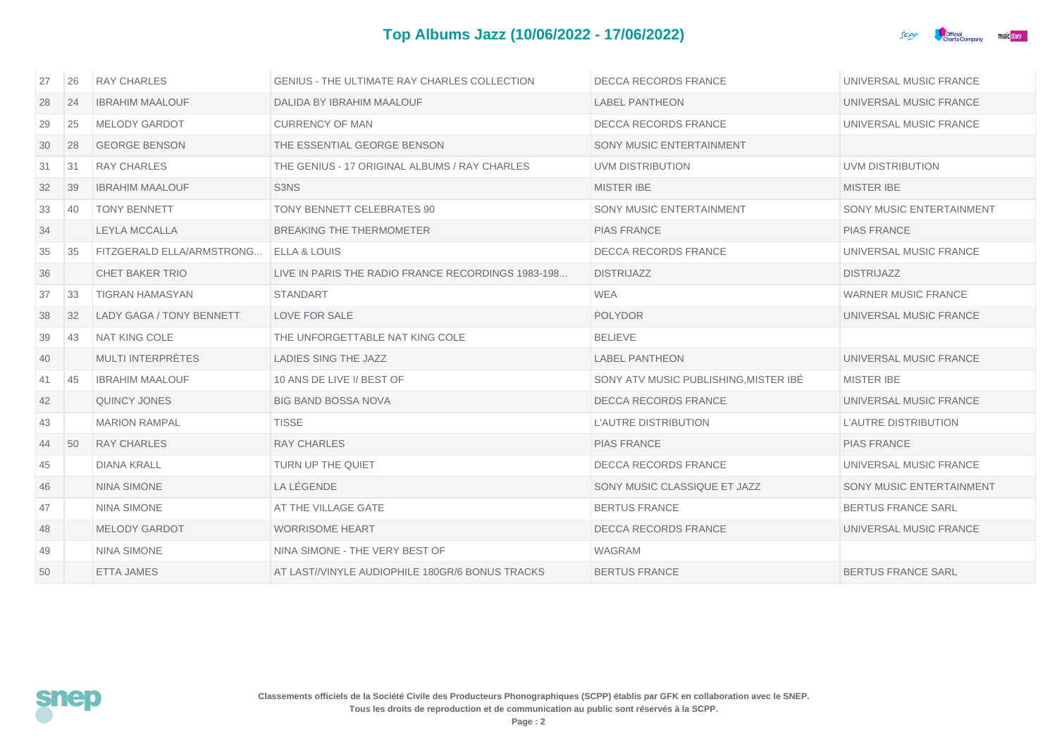## Top Albums Jazz (10/06/2022 - 17/06/2022)

| | | | | | |
|---|---|---|---|---|---|
| 27 | 26 | RAY CHARLES | GENIUS - THE ULTIMATE RAY CHARLES COLLECTION | DECCA RECORDS FRANCE | UNIVERSAL MUSIC FRANCE |
| 28 | 24 | IBRAHIM MAALOUF | DALIDA BY IBRAHIM MAALOUF | LABEL PANTHEON | UNIVERSAL MUSIC FRANCE |
| 29 | 25 | MELODY GARDOT | CURRENCY OF MAN | DECCA RECORDS FRANCE | UNIVERSAL MUSIC FRANCE |
| 30 | 28 | GEORGE BENSON | THE ESSENTIAL GEORGE BENSON | SONY MUSIC ENTERTAINMENT | |
| 31 | 31 | RAY CHARLES | THE GENIUS - 17 ORIGINAL ALBUMS / RAY CHARLES | UVM DISTRIBUTION | UVM DISTRIBUTION |
| 32 | 39 | IBRAHIM MAALOUF | S3NS | MISTER IBE | MISTER IBE |
| 33 | 40 | TONY BENNETT | TONY BENNETT CELEBRATES 90 | SONY MUSIC ENTERTAINMENT | SONY MUSIC ENTERTAINMENT |
| 34 | | LEYLA MCCALLA | BREAKING THE THERMOMETER | PIAS FRANCE | PIAS FRANCE |
| 35 | 35 | FITZGERALD ELLA/ARMSTRONG... | ELLA & LOUIS | DECCA RECORDS FRANCE | UNIVERSAL MUSIC FRANCE |
| 36 | | CHET BAKER TRIO | LIVE IN PARIS THE RADIO FRANCE RECORDINGS 1983-198... | DISTRIJAZZ | DISTRIJAZZ |
| 37 | 33 | TIGRAN HAMASYAN | STANDART | WEA | WARNER MUSIC FRANCE |
| 38 | 32 | LADY GAGA / TONY BENNETT | LOVE FOR SALE | POLYDOR | UNIVERSAL MUSIC FRANCE |
| 39 | 43 | NAT KING COLE | THE UNFORGETTABLE NAT KING COLE | BELIEVE | |
| 40 | | MULTI INTERPRÈTES | LADIES SING THE JAZZ | LABEL PANTHEON | UNIVERSAL MUSIC FRANCE |
| 41 | 45 | IBRAHIM MAALOUF | 10 ANS DE LIVE !/ BEST OF | SONY ATV MUSIC PUBLISHING,MISTER IBÉ | MISTER IBE |
| 42 | | QUINCY JONES | BIG BAND BOSSA NOVA | DECCA RECORDS FRANCE | UNIVERSAL MUSIC FRANCE |
| 43 | | MARION RAMPAL | TISSE | L'AUTRE DISTRIBUTION | L'AUTRE DISTRIBUTION |
| 44 | 50 | RAY CHARLES | RAY CHARLES | PIAS FRANCE | PIAS FRANCE |
| 45 | | DIANA KRALL | TURN UP THE QUIET | DECCA RECORDS FRANCE | UNIVERSAL MUSIC FRANCE |
| 46 | | NINA SIMONE | LA LÉGENDE | SONY MUSIC CLASSIQUE ET JAZZ | SONY MUSIC ENTERTAINMENT |
| 47 | | NINA SIMONE | AT THE VILLAGE GATE | BERTUS FRANCE | BERTUS FRANCE SARL |
| 48 | | MELODY GARDOT | WORRISOME HEART | DECCA RECORDS FRANCE | UNIVERSAL MUSIC FRANCE |
| 49 | | NINA SIMONE | NINA SIMONE - THE VERY BEST OF | WAGRAM | |
| 50 | | ETTA JAMES | AT LAST//VINYLE AUDIOPHILE 180GR/6 BONUS TRACKS | BERTUS FRANCE | BERTUS FRANCE SARL |

**Classements officiels de la Société Civile des Producteurs Phonographiques (SCPP) établis par GFK en collaboration avec le SNEP.**

**Tous les droits de reproduction et de communication au public sont réservés à la SCPP.**